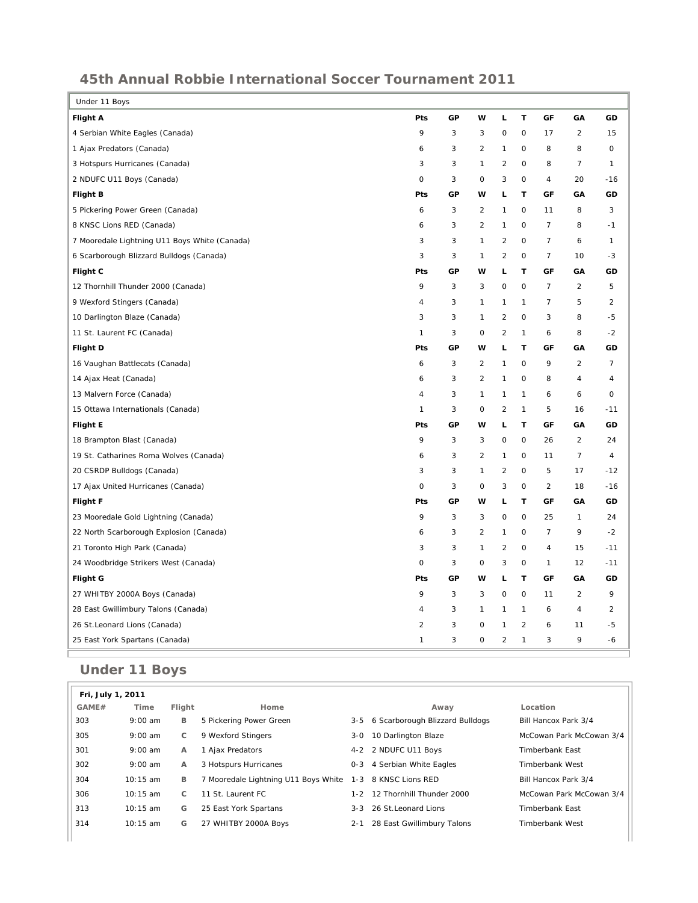## 45th Annual Robbie International Soccer Tournament 2011

| Under 11 Boys | | | | | | | | |
|---|---|---|---|---|---|---|---|---|
| **Flight A** | **Pts** | **GP** | **W** | **L** | **T** | **GF** | **GA** | **GD** |
| 4 Serbian White Eagles (Canada) | 9 | 3 | 3 | 0 | 0 | 17 | 2 | 15 |
| 1 Ajax Predators (Canada) | 6 | 3 | 2 | 1 | 0 | 8 | 8 | 0 |
| 3 Hotspurs Hurricanes (Canada) | 3 | 3 | 1 | 2 | 0 | 8 | 7 | 1 |
| 2 NDUFC U11 Boys (Canada) | 0 | 3 | 0 | 3 | 0 | 4 | 20 | -16 |
| **Flight B** | **Pts** | **GP** | **W** | **L** | **T** | **GF** | **GA** | **GD** |
| 5 Pickering Power Green (Canada) | 6 | 3 | 2 | 1 | 0 | 11 | 8 | 3 |
| 8 KNSC Lions RED (Canada) | 6 | 3 | 2 | 1 | 0 | 7 | 8 | -1 |
| 7 Mooredale Lightning U11 Boys White (Canada) | 3 | 3 | 1 | 2 | 0 | 7 | 6 | 1 |
| 6 Scarborough Blizzard Bulldogs (Canada) | 3 | 3 | 1 | 2 | 0 | 7 | 10 | -3 |
| **Flight C** | **Pts** | **GP** | **W** | **L** | **T** | **GF** | **GA** | **GD** |
| 12 Thornhill Thunder 2000 (Canada) | 9 | 3 | 3 | 0 | 0 | 7 | 2 | 5 |
| 9 Wexford Stingers (Canada) | 4 | 3 | 1 | 1 | 1 | 7 | 5 | 2 |
| 10 Darlington Blaze (Canada) | 3 | 3 | 1 | 2 | 0 | 3 | 8 | -5 |
| 11 St. Laurent FC (Canada) | 1 | 3 | 0 | 2 | 1 | 6 | 8 | -2 |
| **Flight D** | **Pts** | **GP** | **W** | **L** | **T** | **GF** | **GA** | **GD** |
| 16 Vaughan Battlecats (Canada) | 6 | 3 | 2 | 1 | 0 | 9 | 2 | 7 |
| 14 Ajax Heat (Canada) | 6 | 3 | 2 | 1 | 0 | 8 | 4 | 4 |
| 13 Malvern Force (Canada) | 4 | 3 | 1 | 1 | 1 | 6 | 6 | 0 |
| 15 Ottawa Internationals (Canada) | 1 | 3 | 0 | 2 | 1 | 5 | 16 | -11 |
| **Flight E** | **Pts** | **GP** | **W** | **L** | **T** | **GF** | **GA** | **GD** |
| 18 Brampton Blast (Canada) | 9 | 3 | 3 | 0 | 0 | 26 | 2 | 24 |
| 19 St. Catharines Roma Wolves (Canada) | 6 | 3 | 2 | 1 | 0 | 11 | 7 | 4 |
| 20 CSRDP Bulldogs (Canada) | 3 | 3 | 1 | 2 | 0 | 5 | 17 | -12 |
| 17 Ajax United Hurricanes (Canada) | 0 | 3 | 0 | 3 | 0 | 2 | 18 | -16 |
| **Flight F** | **Pts** | **GP** | **W** | **L** | **T** | **GF** | **GA** | **GD** |
| 23 Mooredale Gold Lightning (Canada) | 9 | 3 | 3 | 0 | 0 | 25 | 1 | 24 |
| 22 North Scarborough Explosion (Canada) | 6 | 3 | 2 | 1 | 0 | 7 | 9 | -2 |
| 21 Toronto High Park (Canada) | 3 | 3 | 1 | 2 | 0 | 4 | 15 | -11 |
| 24 Woodbridge Strikers West (Canada) | 0 | 3 | 0 | 3 | 0 | 1 | 12 | -11 |
| **Flight G** | **Pts** | **GP** | **W** | **L** | **T** | **GF** | **GA** | **GD** |
| 27 WHITBY 2000A Boys (Canada) | 9 | 3 | 3 | 0 | 0 | 11 | 2 | 9 |
| 28 East Gwillimbury Talons (Canada) | 4 | 3 | 1 | 1 | 1 | 6 | 4 | 2 |
| 26 St.Leonard Lions (Canada) | 2 | 3 | 0 | 1 | 2 | 6 | 11 | -5 |
| 25 East York Spartans (Canada) | 1 | 3 | 0 | 2 | 1 | 3 | 9 | -6 |

## Under 11 Boys

**Fri, July 1, 2011**

| GAME# | Time | Flight | Home | | Away | Location |
|---|---|---|---|---|---|---|
| 303 | 9:00 am | B | 5 Pickering Power Green | 3-5 | 6 Scarborough Blizzard Bulldogs | Bill Hancox Park 3/4 |
| 305 | 9:00 am | C | 9 Wexford Stingers | 3-0 | 10 Darlington Blaze | McCowan Park McCowan 3/4 |
| 301 | 9:00 am | A | 1 Ajax Predators | 4-2 | 2 NDUFC U11 Boys | Timberbank East |
| 302 | 9:00 am | A | 3 Hotspurs Hurricanes | 0-3 | 4 Serbian White Eagles | Timberbank West |
| 304 | 10:15 am | B | 7 Mooredale Lightning U11 Boys White | 1-3 | 8 KNSC Lions RED | Bill Hancox Park 3/4 |
| 306 | 10:15 am | C | 11 St. Laurent FC | 1-2 | 12 Thornhill Thunder 2000 | McCowan Park McCowan 3/4 |
| 313 | 10:15 am | G | 25 East York Spartans | 3-3 | 26 St.Leonard Lions | Timberbank East |
| 314 | 10:15 am | G | 27 WHITBY 2000A Boys | 2-1 | 28 East Gwillimbury Talons | Timberbank West |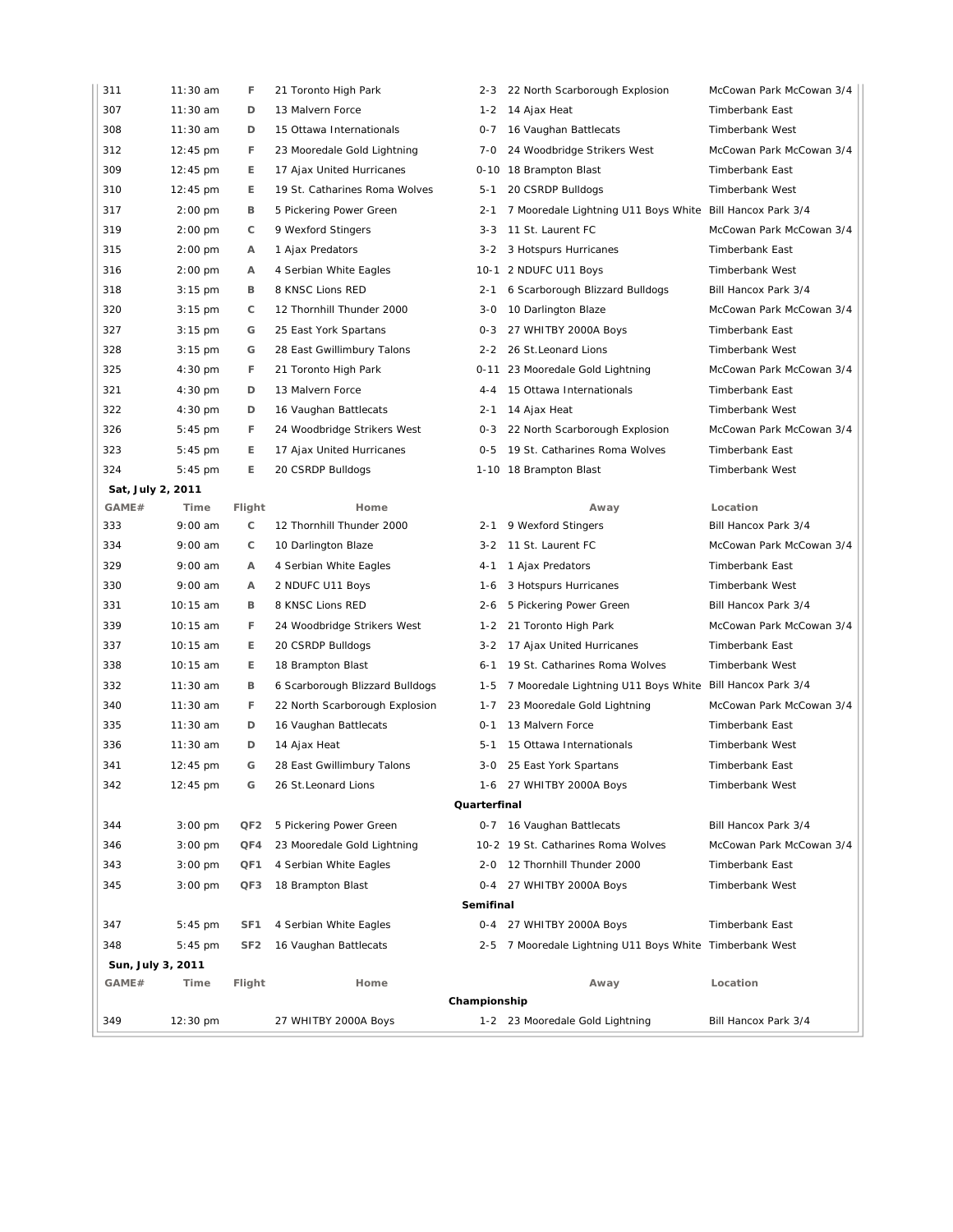| | | | | | | |
|---|---|---|---|---|---|---|
| 311 | 11:30 am | F | 21 Toronto High Park | 2-3 | 22 North Scarborough Explosion | McCowan Park McCowan 3/4 |
| 307 | 11:30 am | D | 13 Malvern Force | 1-2 | 14 Ajax Heat | Timberbank East |
| 308 | 11:30 am | D | 15 Ottawa Internationals | 0-7 | 16 Vaughan Battlecats | Timberbank West |
| 312 | 12:45 pm | F | 23 Mooredale Gold Lightning | 7-0 | 24 Woodbridge Strikers West | McCowan Park McCowan 3/4 |
| 309 | 12:45 pm | E | 17 Ajax United Hurricanes | 0-10 | 18 Brampton Blast | Timberbank East |
| 310 | 12:45 pm | E | 19 St. Catharines Roma Wolves | 5-1 | 20 CSRDP Bulldogs | Timberbank West |
| 317 | 2:00 pm | B | 5 Pickering Power Green | 2-1 | 7 Mooredale Lightning U11 Boys White | Bill Hancox Park 3/4 |
| 319 | 2:00 pm | C | 9 Wexford Stingers | 3-3 | 11 St. Laurent FC | McCowan Park McCowan 3/4 |
| 315 | 2:00 pm | A | 1 Ajax Predators | 3-2 | 3 Hotspurs Hurricanes | Timberbank East |
| 316 | 2:00 pm | A | 4 Serbian White Eagles | 10-1 | 2 NDUFC U11 Boys | Timberbank West |
| 318 | 3:15 pm | B | 8 KNSC Lions RED | 2-1 | 6 Scarborough Blizzard Bulldogs | Bill Hancox Park 3/4 |
| 320 | 3:15 pm | C | 12 Thornhill Thunder 2000 | 3-0 | 10 Darlington Blaze | McCowan Park McCowan 3/4 |
| 327 | 3:15 pm | G | 25 East York Spartans | 0-3 | 27 WHITBY 2000A Boys | Timberbank East |
| 328 | 3:15 pm | G | 28 East Gwillimbury Talons | 2-2 | 26 St.Leonard Lions | Timberbank West |
| 325 | 4:30 pm | F | 21 Toronto High Park | 0-11 | 23 Mooredale Gold Lightning | McCowan Park McCowan 3/4 |
| 321 | 4:30 pm | D | 13 Malvern Force | 4-4 | 15 Ottawa Internationals | Timberbank East |
| 322 | 4:30 pm | D | 16 Vaughan Battlecats | 2-1 | 14 Ajax Heat | Timberbank West |
| 326 | 5:45 pm | F | 24 Woodbridge Strikers West | 0-3 | 22 North Scarborough Explosion | McCowan Park McCowan 3/4 |
| 323 | 5:45 pm | E | 17 Ajax United Hurricanes | 0-5 | 19 St. Catharines Roma Wolves | Timberbank East |
| 324 | 5:45 pm | E | 20 CSRDP Bulldogs | 1-10 | 18 Brampton Blast | Timberbank West |

**Sat, July 2, 2011**

| GAME# | Time | Flight | Home | | Away | Location |
|---|---|---|---|---|---|---|
| 333 | 9:00 am | C | 12 Thornhill Thunder 2000 | 2-1 | 9 Wexford Stingers | Bill Hancox Park 3/4 |
| 334 | 9:00 am | C | 10 Darlington Blaze | 3-2 | 11 St. Laurent FC | McCowan Park McCowan 3/4 |
| 329 | 9:00 am | A | 4 Serbian White Eagles | 4-1 | 1 Ajax Predators | Timberbank East |
| 330 | 9:00 am | A | 2 NDUFC U11 Boys | 1-6 | 3 Hotspurs Hurricanes | Timberbank West |
| 331 | 10:15 am | B | 8 KNSC Lions RED | 2-6 | 5 Pickering Power Green | Bill Hancox Park 3/4 |
| 339 | 10:15 am | F | 24 Woodbridge Strikers West | 1-2 | 21 Toronto High Park | McCowan Park McCowan 3/4 |
| 337 | 10:15 am | E | 20 CSRDP Bulldogs | 3-2 | 17 Ajax United Hurricanes | Timberbank East |
| 338 | 10:15 am | E | 18 Brampton Blast | 6-1 | 19 St. Catharines Roma Wolves | Timberbank West |
| 332 | 11:30 am | B | 6 Scarborough Blizzard Bulldogs | 1-5 | 7 Mooredale Lightning U11 Boys White | Bill Hancox Park 3/4 |
| 340 | 11:30 am | F | 22 North Scarborough Explosion | 1-7 | 23 Mooredale Gold Lightning | McCowan Park McCowan 3/4 |
| 335 | 11:30 am | D | 16 Vaughan Battlecats | 0-1 | 13 Malvern Force | Timberbank East |
| 336 | 11:30 am | D | 14 Ajax Heat | 5-1 | 15 Ottawa Internationals | Timberbank West |
| 341 | 12:45 pm | G | 28 East Gwillimbury Talons | 3-0 | 25 East York Spartans | Timberbank East |
| 342 | 12:45 pm | G | 26 St.Leonard Lions | 1-6 | 27 WHITBY 2000A Boys | Timberbank West |
| | | | | **Quarterfinal** | | |
| 344 | 3:00 pm | QF2 | 5 Pickering Power Green | 0-7 | 16 Vaughan Battlecats | Bill Hancox Park 3/4 |
| 346 | 3:00 pm | QF4 | 23 Mooredale Gold Lightning | 10-2 | 19 St. Catharines Roma Wolves | McCowan Park McCowan 3/4 |
| 343 | 3:00 pm | QF1 | 4 Serbian White Eagles | 2-0 | 12 Thornhill Thunder 2000 | Timberbank East |
| 345 | 3:00 pm | QF3 | 18 Brampton Blast | 0-4 | 27 WHITBY 2000A Boys | Timberbank West |
| | | | | **Semifinal** | | |
| 347 | 5:45 pm | SF1 | 4 Serbian White Eagles | 0-4 | 27 WHITBY 2000A Boys | Timberbank East |
| 348 | 5:45 pm | SF2 | 16 Vaughan Battlecats | 2-5 | 7 Mooredale Lightning U11 Boys White | Timberbank West |

**Sun, July 3, 2011**

| GAME# | Time | Flight | Home | | Away | Location |
|---|---|---|---|---|---|---|
| | | | | **Championship** | | |
| 349 | 12:30 pm | | 27 WHITBY 2000A Boys | 1-2 | 23 Mooredale Gold Lightning | Bill Hancox Park 3/4 |